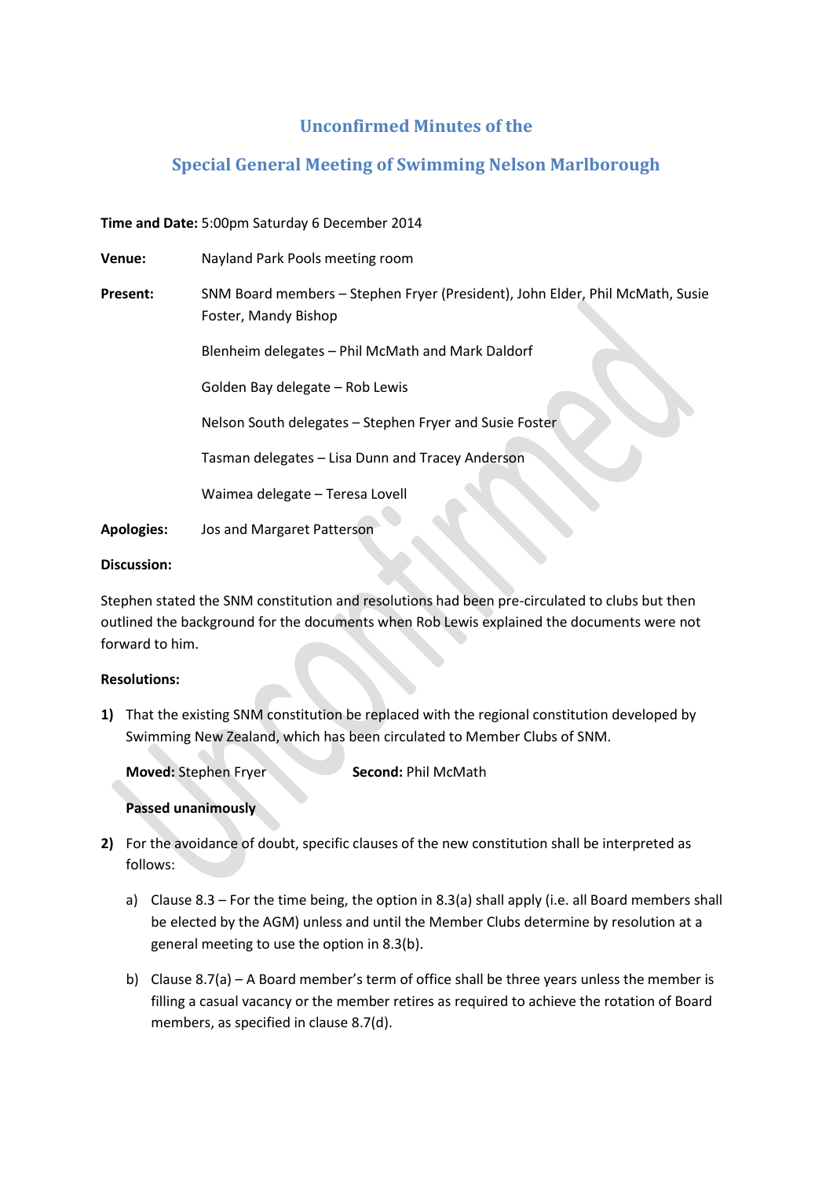# Unconfirmed Minutes of the

# Special General Meeting of Swimming Nelson Marlborough

**Time and Date:** 5:00pm Saturday 6 December 2014

**Venue:** Nayland Park Pools meeting room

**Present:** SNM Board members – Stephen Fryer (President), John Elder, Phil McMath, Susie Foster, Mandy Bishop

Blenheim delegates – Phil McMath and Mark Daldorf

Golden Bay delegate – Rob Lewis

Nelson South delegates – Stephen Fryer and Susie Foster

Tasman delegates – Lisa Dunn and Tracey Anderson

Waimea delegate – Teresa Lovell

**Apologies:** Jos and Margaret Patterson

**Discussion:**

Stephen stated the SNM constitution and resolutions had been pre-circulated to clubs but then outlined the background for the documents when Rob Lewis explained the documents were not forward to him.

**Resolutions:**

1) That the existing SNM constitution be replaced with the regional constitution developed by Swimming New Zealand, which has been circulated to Member Clubs of SNM.

   **Moved:** Stephen Fryer **Second:** Phil McMath

   **Passed unanimously**

2) For the avoidance of doubt, specific clauses of the new constitution shall be interpreted as follows:

   a) Clause 8.3 – For the time being, the option in 8.3(a) shall apply (i.e. all Board members shall be elected by the AGM) unless and until the Member Clubs determine by resolution at a general meeting to use the option in 8.3(b).

   b) Clause 8.7(a) – A Board member's term of office shall be three years unless the member is filling a casual vacancy or the member retires as required to achieve the rotation of Board members, as specified in clause 8.7(d).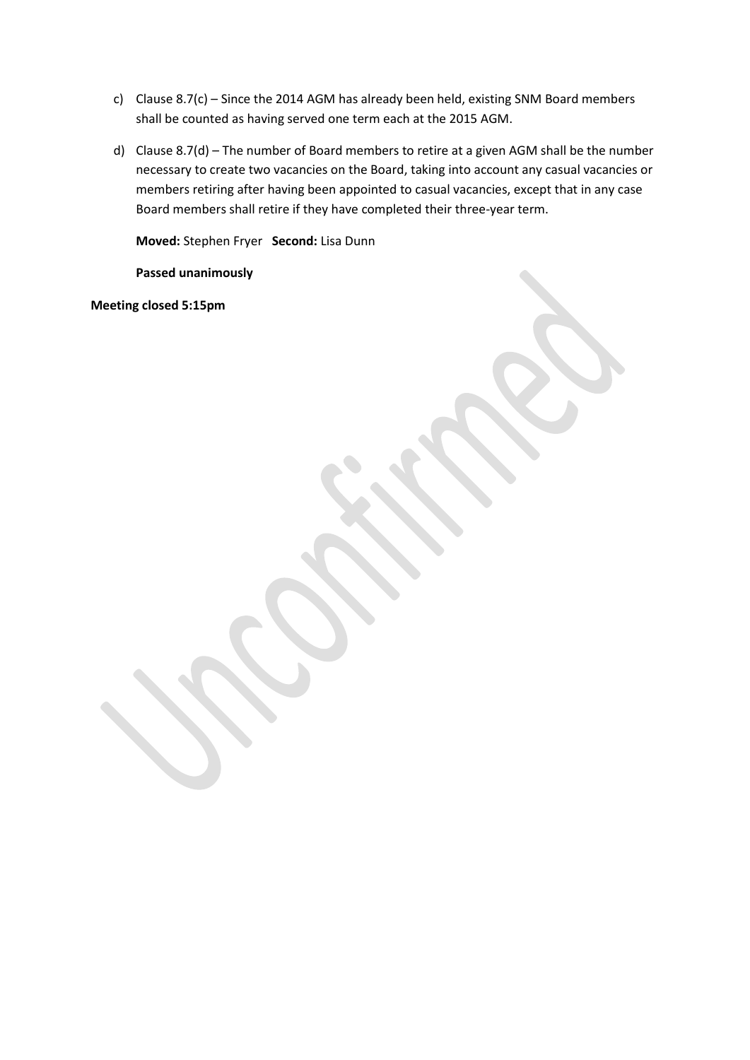c) Clause 8.7(c) – Since the 2014 AGM has already been held, existing SNM Board members shall be counted as having served one term each at the 2015 AGM.

d) Clause 8.7(d) – The number of Board members to retire at a given AGM shall be the number necessary to create two vacancies on the Board, taking into account any casual vacancies or members retiring after having been appointed to casual vacancies, except that in any case Board members shall retire if they have completed their three-year term.

**Moved:** Stephen Fryer **Second:** Lisa Dunn

**Passed unanimously**

**Meeting closed 5:15pm**

Unconfirmed